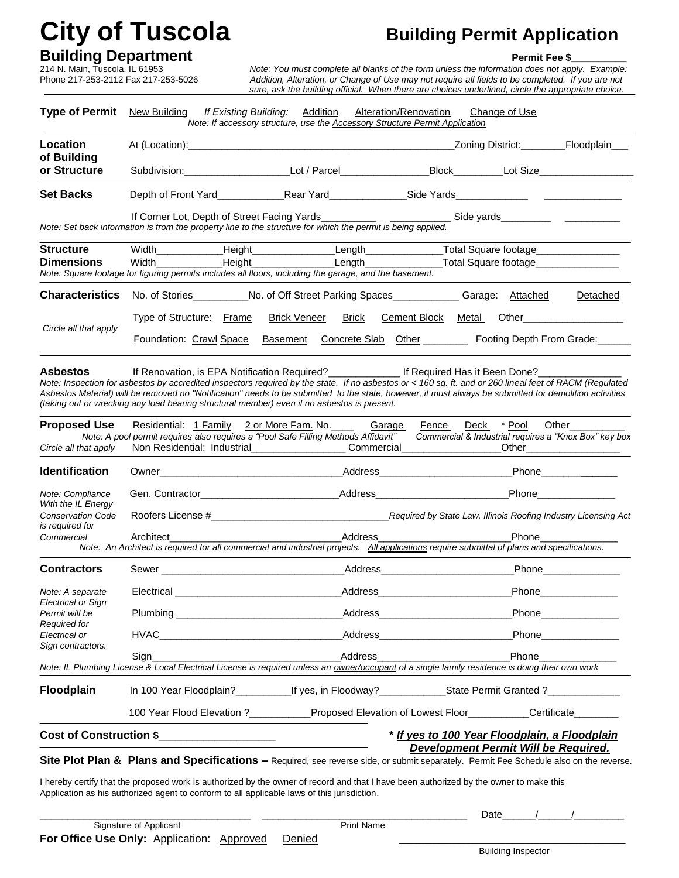# City of Tuscola

## Building Department

214 N. Main, Tuscola, IL 61953
Phone 217-253-2112 Fax 217-253-5026

# Building Permit Application

**Permit Fee $__________**

*Note: You must complete all blanks of the form unless the information does not apply. Example: Addition, Alteration, or Change of Use may not require all fields to be completed. If you are not sure, ask the building official. When there are choices underlined, circle the appropriate choice.*

---

**Type of Permit** New Building *If Existing Building:* Addition Alteration/Renovation Change of Use

*Note: If accessory structure, use the Accessory Structure Permit Application*

---

**Location of Building or Structure**

At (Location):__________________________________________________Zoning District:________Floodplain___

Subdivision:___________________Lot / Parcel________________Block_________Lot Size_________________

---

**Set Backs**

Depth of Front Yard____________Rear Yard______________Side Yards_____________ ______________

If Corner Lot, Depth of Street Facing Yards__________ ___________ Side yards_________ __________

*Note: Set back information is from the property line to the structure for which the permit is being applied.*

---

**Structure Dimensions**

Width____________Height_______________Length______________Total Square footage_______________

Width____________Height_______________Length______________Total Square footage_______________

*Note: Square footage for figuring permits includes all floors, including the garage, and the basement.*

---

**Characteristics** *Circle all that apply*

No. of Stories__________No. of Off Street Parking Spaces____________ Garage: Attached Detached

Type of Structure: Frame Brick Veneer Brick Cement Block Metal Other__________________

Foundation: Crawl Space Basement Concrete Slab Other ________ Footing Depth From Grade:______

---

**Asbestos** If Renovation, is EPA Notification Required?_____________ If Required Has it Been Done?_______________

*Note: Inspection for asbestos by accredited inspectors required by the state. If no asbestos or < 160 sq. ft. and or 260 lineal feet of RACM (Regulated Asbestos Material) will be removed no "Notification" needs to be submitted to the state, however, it must always be submitted for demolition activities (taking out or wrecking any load bearing structural member) even if no asbestos is present.*

---

**Proposed Use** *Circle all that apply*

Residential: 1 Family 2 or More Fam. No.____ Garage Fence Deck * Pool Other__________

*Note: A pool permit requires also requires a "Pool Safe Filling Methods Affidavit" Commercial & Industrial requires a "Knox Box" key box*

Non Residential: Industrial_________________ Commercial__________________Other__________________

---

**Identification**

Owner__________________________________Address________________________Phone_____________

Gen. Contractor__________________________Address________________________Phone______________

Roofers License #_________________________________*Required by State Law, Illinois Roofing Industry Licensing Act*

Architect________________________________Address________________________Phone______________

*Note: Compliance With the IL Energy Conservation Code is required for Commercial*

*Note: An Architect is required for all commercial and industrial projects. All applications require submittal of plans and specifications.*

---

**Contractors**

Sewer __________________________________Address________________________Phone______________

Electrical _______________________________Address________________________Phone______________

Plumbing _______________________________Address________________________Phone______________

HVAC__________________________________Address________________________Phone______________

Sign___________________________________Address________________________Phone______________

*Note: A separate Electrical or Sign Permit will be Required for Electrical or Sign contractors.*

*Note: IL Plumbing License & Local Electrical License is required unless an owner/occupant of a single family residence is doing their own work*

---

**Floodplain**

In 100 Year Floodplain?__________If yes, in Floodway?____________State Permit Granted ?_____________

100 Year Flood Elevation ?___________Proposed Elevation of Lowest Floor___________Certificate________

---

**Cost of Construction $____________________**

***\* If yes to 100 Year Floodplain, a Floodplain Development Permit Will be Required.***

**Site Plot Plan & Plans and Specifications –** Required, see reverse side, or submit separately. Permit Fee Schedule also on the reverse.

I hereby certify that the proposed work is authorized by the owner of record and that I have been authorized by the owner to make this Application as his authorized agent to conform to all applicable laws of this jurisdiction.

_____________________________________ _____________________________________ Date______/______/_________

Signature of Applicant Print Name

**For Office Use Only:** Application: Approved Denied _______________________________________

Building Inspector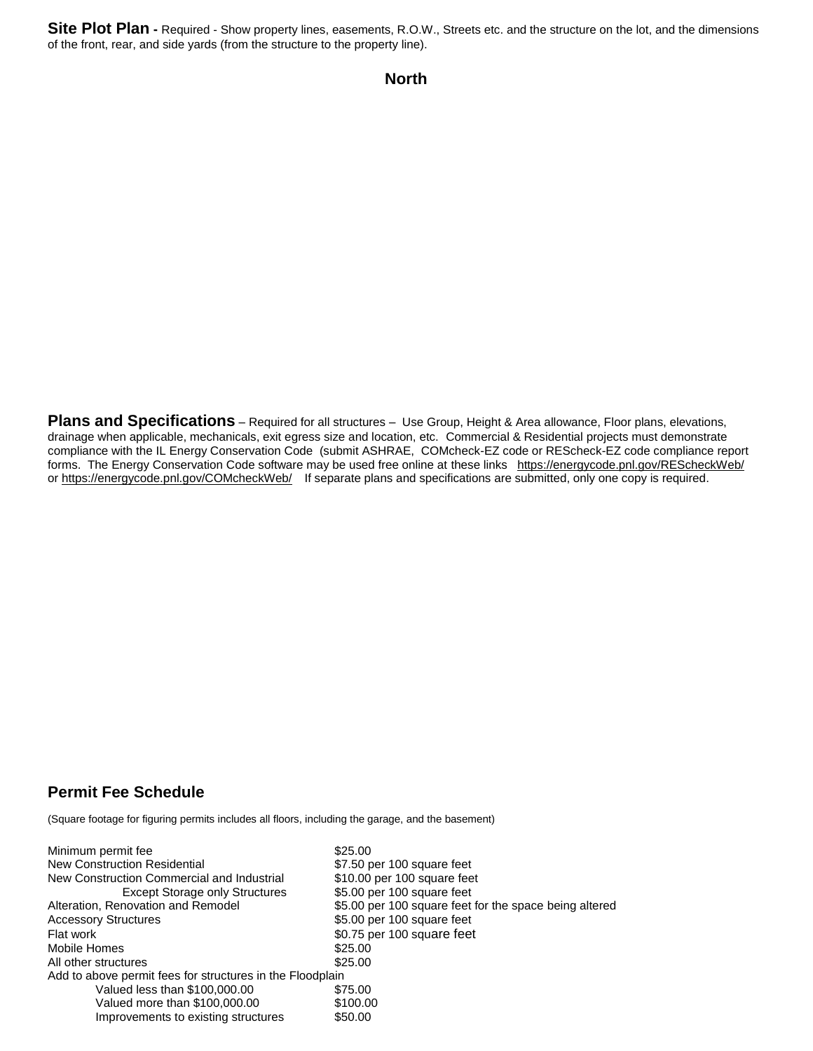**Site Plot Plan -** Required - Show property lines, easements, R.O.W., Streets etc. and the structure on the lot, and the dimensions of the front, rear, and side yards (from the structure to the property line).

**North**

**Plans and Specifications** – Required for all structures – Use Group, Height & Area allowance, Floor plans, elevations, drainage when applicable, mechanicals, exit egress size and location, etc. Commercial & Residential projects must demonstrate compliance with the IL Energy Conservation Code (submit ASHRAE, COMcheck-EZ code or REScheck-EZ code compliance report forms. The Energy Conservation Code software may be used free online at these links https://energycode.pnl.gov/REScheckWeb/ or https://energycode.pnl.gov/COMcheckWeb/ If separate plans and specifications are submitted, only one copy is required.

## Permit Fee Schedule

(Square footage for figuring permits includes all floors, including the garage, and the basement)

| | |
|---|---|
| Minimum permit fee | $25.00 |
| New Construction Residential | $7.50 per 100 square feet |
| New Construction Commercial and Industrial | $10.00 per 100 square feet |
| Except Storage only Structures | $5.00 per 100 square feet |
| Alteration, Renovation and Remodel | $5.00 per 100 square feet for the space being altered |
| Accessory Structures | $5.00 per 100 square feet |
| Flat work | $0.75 per 100 square feet |
| Mobile Homes | $25.00 |
| All other structures | $25.00 |
| Add to above permit fees for structures in the Floodplain | |
| Valued less than $100,000.00 | $75.00 |
| Valued more than $100,000.00 | $100.00 |
| Improvements to existing structures | $50.00 |